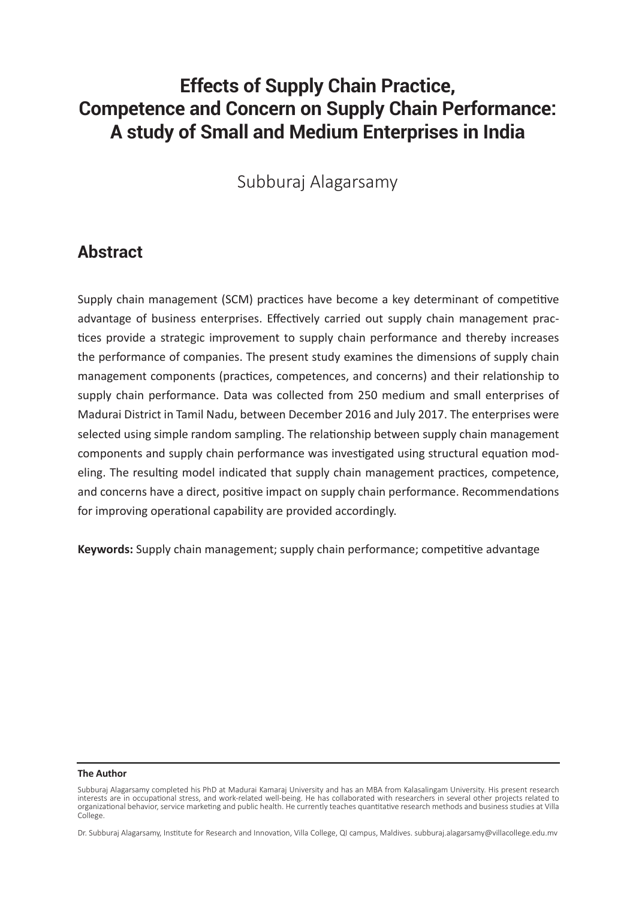# Effects of Supply Chain Practice, Competence and Concern on Supply Chain Performance: A study of Small and Medium Enterprises in India

Subburaj Alagarsamy

## Abstract

Supply chain management (SCM) practices have become a key determinant of competitive advantage of business enterprises. Effectively carried out supply chain management practices provide a strategic improvement to supply chain performance and thereby increases the performance of companies. The present study examines the dimensions of supply chain management components (practices, competences, and concerns) and their relationship to supply chain performance. Data was collected from 250 medium and small enterprises of Madurai District in Tamil Nadu, between December 2016 and July 2017. The enterprises were selected using simple random sampling. The relationship between supply chain management components and supply chain performance was investigated using structural equation modeling. The resulting model indicated that supply chain management practices, competence, and concerns have a direct, positive impact on supply chain performance. Recommendations for improving operational capability are provided accordingly.

**Keywords:** Supply chain management; supply chain performance; competitive advantage

**The Author**

Subburaj Alagarsamy completed his PhD at Madurai Kamaraj University and has an MBA from Kalasalingam University. His present research interests are in occupational stress, and work-related well-being. He has collaborated with researchers in several other projects related to organizational behavior, service marketing and public health. He currently teaches quantitative research methods and business studies at Villa College.

Dr. Subburaj Alagarsamy, Institute for Research and Innovation, Villa College, QI campus, Maldives. subburaj.alagarsamy@villacollege.edu.mv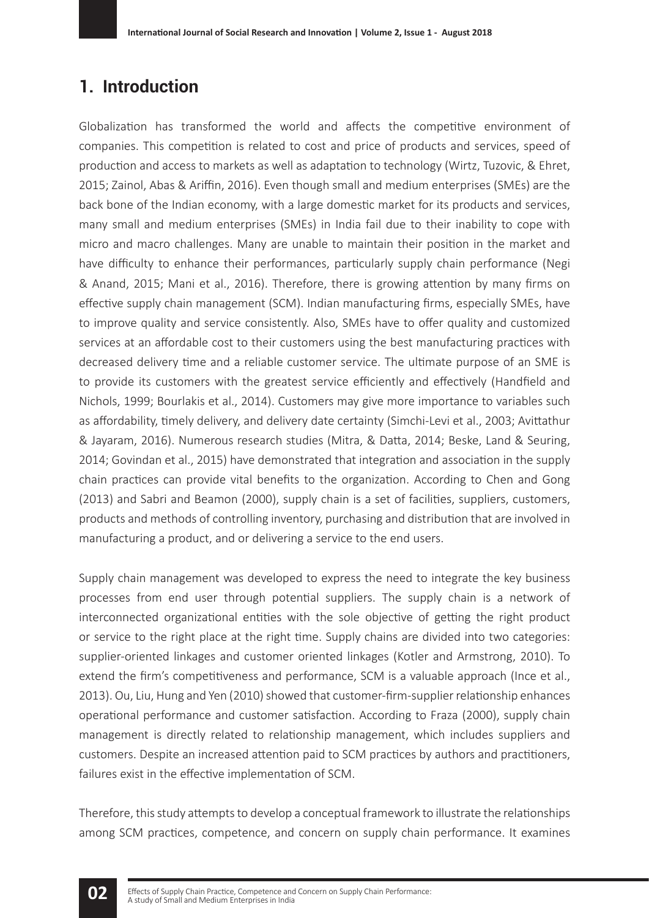## 1. Introduction

Globalization has transformed the world and affects the competitive environment of companies. This competition is related to cost and price of products and services, speed of production and access to markets as well as adaptation to technology (Wirtz, Tuzovic, & Ehret, 2015; Zainol, Abas & Ariffin, 2016). Even though small and medium enterprises (SMEs) are the back bone of the Indian economy, with a large domestic market for its products and services, many small and medium enterprises (SMEs) in India fail due to their inability to cope with micro and macro challenges. Many are unable to maintain their position in the market and have difficulty to enhance their performances, particularly supply chain performance (Negi & Anand, 2015; Mani et al., 2016). Therefore, there is growing attention by many firms on effective supply chain management (SCM). Indian manufacturing firms, especially SMEs, have to improve quality and service consistently. Also, SMEs have to offer quality and customized services at an affordable cost to their customers using the best manufacturing practices with decreased delivery time and a reliable customer service. The ultimate purpose of an SME is to provide its customers with the greatest service efficiently and effectively (Handfield and Nichols, 1999; Bourlakis et al., 2014). Customers may give more importance to variables such as affordability, timely delivery, and delivery date certainty (Simchi-Levi et al., 2003; Avittathur & Jayaram, 2016). Numerous research studies (Mitra, & Datta, 2014; Beske, Land & Seuring, 2014; Govindan et al., 2015) have demonstrated that integration and association in the supply chain practices can provide vital benefits to the organization. According to Chen and Gong (2013) and Sabri and Beamon (2000), supply chain is a set of facilities, suppliers, customers, products and methods of controlling inventory, purchasing and distribution that are involved in manufacturing a product, and or delivering a service to the end users.

Supply chain management was developed to express the need to integrate the key business processes from end user through potential suppliers. The supply chain is a network of interconnected organizational entities with the sole objective of getting the right product or service to the right place at the right time. Supply chains are divided into two categories: supplier-oriented linkages and customer oriented linkages (Kotler and Armstrong, 2010). To extend the firm's competitiveness and performance, SCM is a valuable approach (Ince et al., 2013). Ou, Liu, Hung and Yen (2010) showed that customer-firm-supplier relationship enhances operational performance and customer satisfaction. According to Fraza (2000), supply chain management is directly related to relationship management, which includes suppliers and customers. Despite an increased attention paid to SCM practices by authors and practitioners, failures exist in the effective implementation of SCM.

Therefore, this study attempts to develop a conceptual framework to illustrate the relationships among SCM practices, competence, and concern on supply chain performance. It examines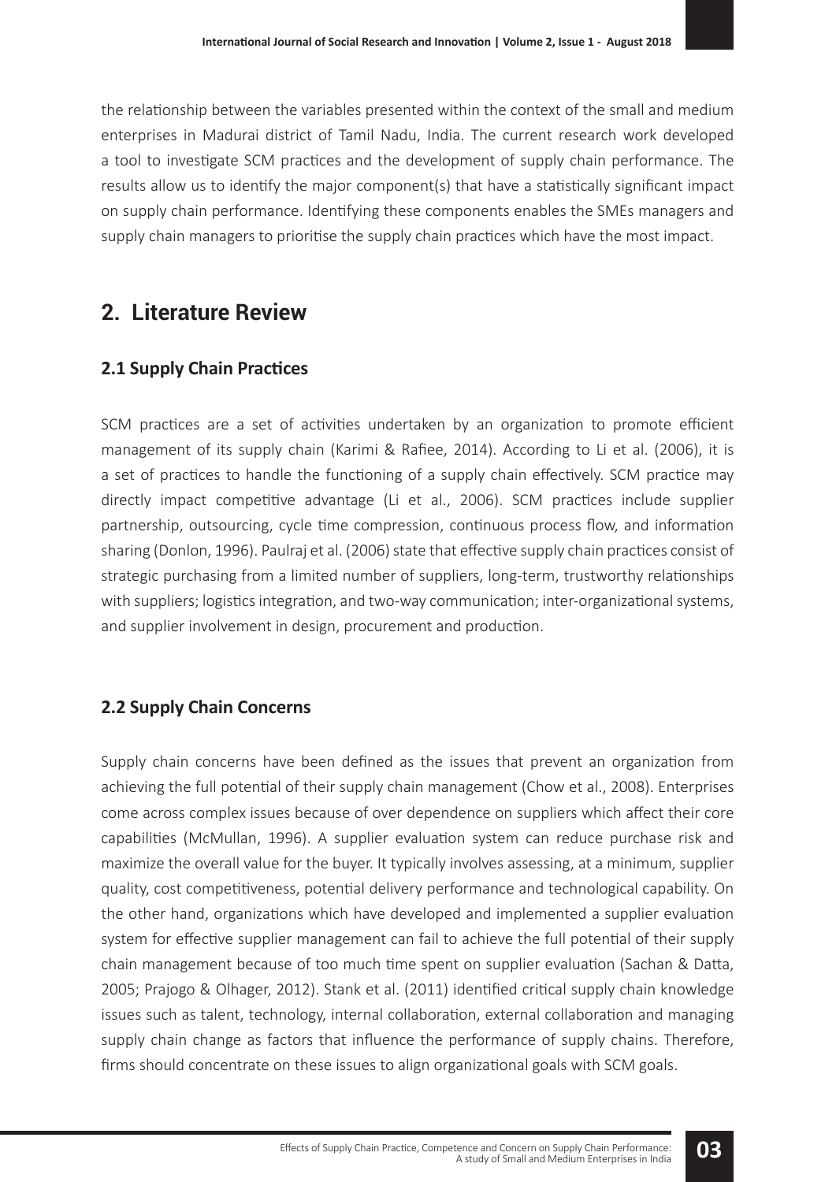the relationship between the variables presented within the context of the small and medium enterprises in Madurai district of Tamil Nadu, India. The current research work developed a tool to investigate SCM practices and the development of supply chain performance. The results allow us to identify the major component(s) that have a statistically significant impact on supply chain performance. Identifying these components enables the SMEs managers and supply chain managers to prioritise the supply chain practices which have the most impact.

## 2. Literature Review

### 2.1 Supply Chain Practices

SCM practices are a set of activities undertaken by an organization to promote efficient management of its supply chain (Karimi & Rafiee, 2014). According to Li et al. (2006), it is a set of practices to handle the functioning of a supply chain effectively. SCM practice may directly impact competitive advantage (Li et al., 2006). SCM practices include supplier partnership, outsourcing, cycle time compression, continuous process flow, and information sharing (Donlon, 1996). Paulraj et al. (2006) state that effective supply chain practices consist of strategic purchasing from a limited number of suppliers, long-term, trustworthy relationships with suppliers; logistics integration, and two-way communication; inter-organizational systems, and supplier involvement in design, procurement and production.

### 2.2 Supply Chain Concerns

Supply chain concerns have been defined as the issues that prevent an organization from achieving the full potential of their supply chain management (Chow et al., 2008). Enterprises come across complex issues because of over dependence on suppliers which affect their core capabilities (McMullan, 1996). A supplier evaluation system can reduce purchase risk and maximize the overall value for the buyer. It typically involves assessing, at a minimum, supplier quality, cost competitiveness, potential delivery performance and technological capability. On the other hand, organizations which have developed and implemented a supplier evaluation system for effective supplier management can fail to achieve the full potential of their supply chain management because of too much time spent on supplier evaluation (Sachan & Datta, 2005; Prajogo & Olhager, 2012). Stank et al. (2011) identified critical supply chain knowledge issues such as talent, technology, internal collaboration, external collaboration and managing supply chain change as factors that influence the performance of supply chains. Therefore, firms should concentrate on these issues to align organizational goals with SCM goals.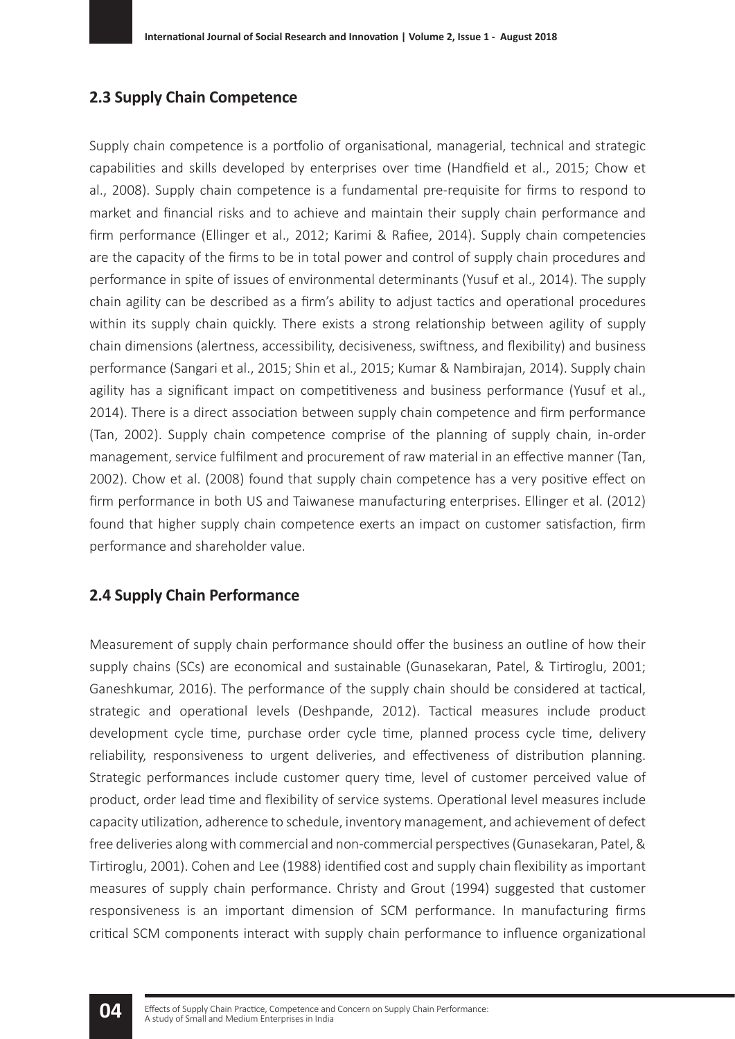## 2.3 Supply Chain Competence

Supply chain competence is a portfolio of organisational, managerial, technical and strategic capabilities and skills developed by enterprises over time (Handfield et al., 2015; Chow et al., 2008). Supply chain competence is a fundamental pre-requisite for firms to respond to market and financial risks and to achieve and maintain their supply chain performance and firm performance (Ellinger et al., 2012; Karimi & Rafiee, 2014). Supply chain competencies are the capacity of the firms to be in total power and control of supply chain procedures and performance in spite of issues of environmental determinants (Yusuf et al., 2014). The supply chain agility can be described as a firm's ability to adjust tactics and operational procedures within its supply chain quickly. There exists a strong relationship between agility of supply chain dimensions (alertness, accessibility, decisiveness, swiftness, and flexibility) and business performance (Sangari et al., 2015; Shin et al., 2015; Kumar & Nambirajan, 2014). Supply chain agility has a significant impact on competitiveness and business performance (Yusuf et al., 2014). There is a direct association between supply chain competence and firm performance (Tan, 2002). Supply chain competence comprise of the planning of supply chain, in-order management, service fulfilment and procurement of raw material in an effective manner (Tan, 2002). Chow et al. (2008) found that supply chain competence has a very positive effect on firm performance in both US and Taiwanese manufacturing enterprises. Ellinger et al. (2012) found that higher supply chain competence exerts an impact on customer satisfaction, firm performance and shareholder value.

## 2.4 Supply Chain Performance

Measurement of supply chain performance should offer the business an outline of how their supply chains (SCs) are economical and sustainable (Gunasekaran, Patel, & Tirtiroglu, 2001; Ganeshkumar, 2016). The performance of the supply chain should be considered at tactical, strategic and operational levels (Deshpande, 2012). Tactical measures include product development cycle time, purchase order cycle time, planned process cycle time, delivery reliability, responsiveness to urgent deliveries, and effectiveness of distribution planning. Strategic performances include customer query time, level of customer perceived value of product, order lead time and flexibility of service systems. Operational level measures include capacity utilization, adherence to schedule, inventory management, and achievement of defect free deliveries along with commercial and non-commercial perspectives (Gunasekaran, Patel, & Tirtiroglu, 2001). Cohen and Lee (1988) identified cost and supply chain flexibility as important measures of supply chain performance. Christy and Grout (1994) suggested that customer responsiveness is an important dimension of SCM performance. In manufacturing firms critical SCM components interact with supply chain performance to influence organizational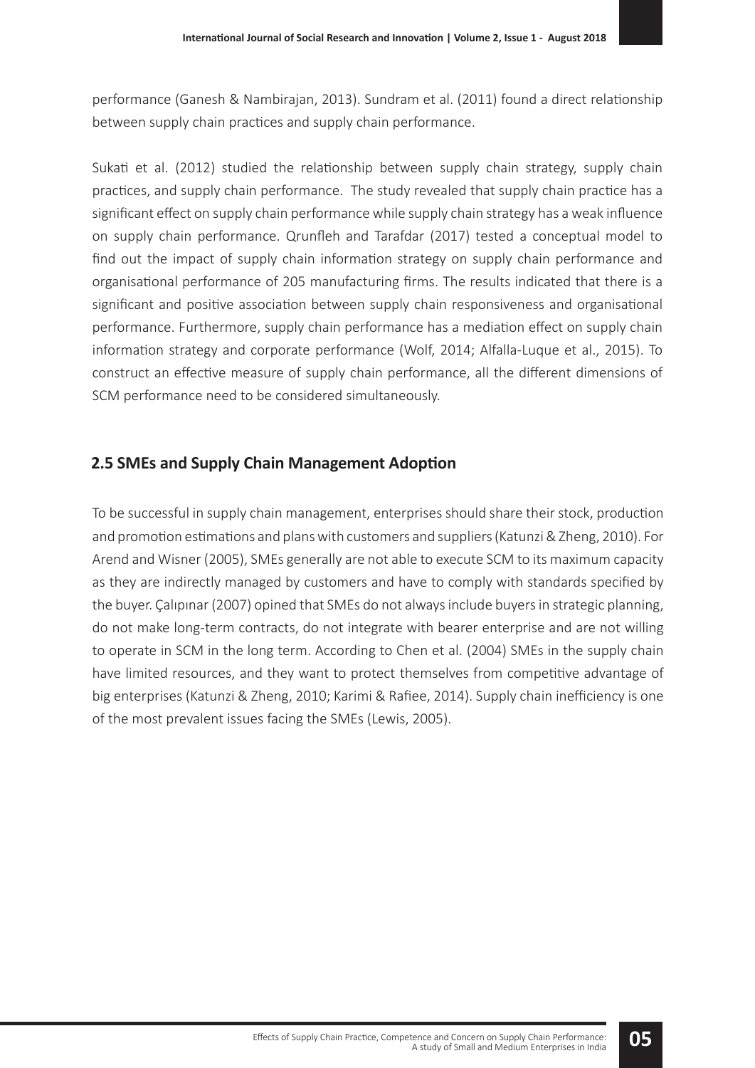performance (Ganesh & Nambirajan, 2013). Sundram et al. (2011) found a direct relationship between supply chain practices and supply chain performance.

Sukati et al. (2012) studied the relationship between supply chain strategy, supply chain practices, and supply chain performance. The study revealed that supply chain practice has a significant effect on supply chain performance while supply chain strategy has a weak influence on supply chain performance. Qrunfleh and Tarafdar (2017) tested a conceptual model to find out the impact of supply chain information strategy on supply chain performance and organisational performance of 205 manufacturing firms. The results indicated that there is a significant and positive association between supply chain responsiveness and organisational performance. Furthermore, supply chain performance has a mediation effect on supply chain information strategy and corporate performance (Wolf, 2014; Alfalla-Luque et al., 2015). To construct an effective measure of supply chain performance, all the different dimensions of SCM performance need to be considered simultaneously.

## 2.5 SMEs and Supply Chain Management Adoption

To be successful in supply chain management, enterprises should share their stock, production and promotion estimations and plans with customers and suppliers (Katunzi & Zheng, 2010). For Arend and Wisner (2005), SMEs generally are not able to execute SCM to its maximum capacity as they are indirectly managed by customers and have to comply with standards specified by the buyer. Çalıpınar (2007) opined that SMEs do not always include buyers in strategic planning, do not make long-term contracts, do not integrate with bearer enterprise and are not willing to operate in SCM in the long term. According to Chen et al. (2004) SMEs in the supply chain have limited resources, and they want to protect themselves from competitive advantage of big enterprises (Katunzi & Zheng, 2010; Karimi & Rafiee, 2014). Supply chain inefficiency is one of the most prevalent issues facing the SMEs (Lewis, 2005).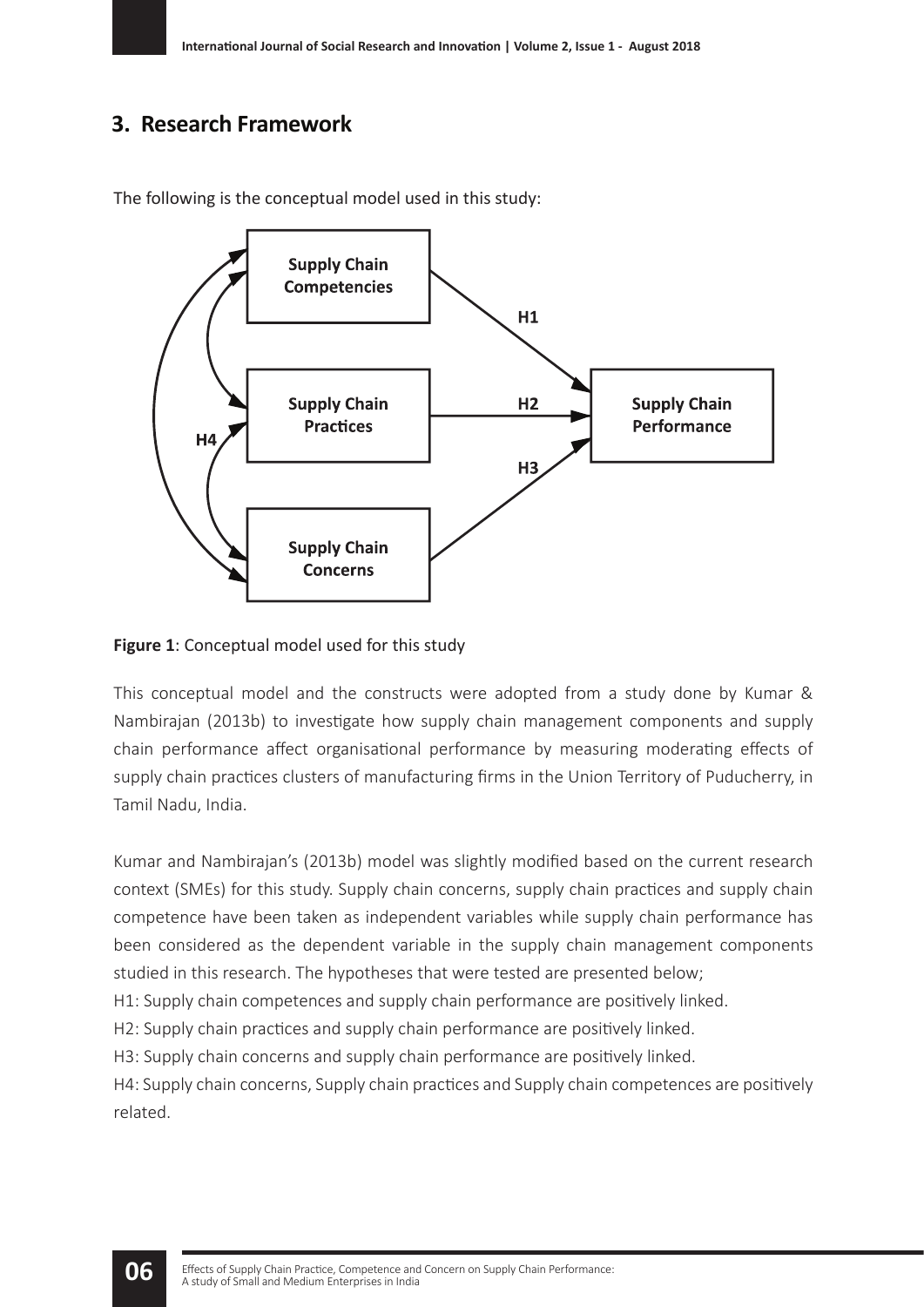## 3. Research Framework

The following is the conceptual model used in this study:

**Figure 1**: Conceptual model used for this study

This conceptual model and the constructs were adopted from a study done by Kumar & Nambirajan (2013b) to investigate how supply chain management components and supply chain performance affect organisational performance by measuring moderating effects of supply chain practices clusters of manufacturing firms in the Union Territory of Puducherry, in Tamil Nadu, India.

Kumar and Nambirajan's (2013b) model was slightly modified based on the current research context (SMEs) for this study. Supply chain concerns, supply chain practices and supply chain competence have been taken as independent variables while supply chain performance has been considered as the dependent variable in the supply chain management components studied in this research. The hypotheses that were tested are presented below;

H1: Supply chain competences and supply chain performance are positively linked.

H2: Supply chain practices and supply chain performance are positively linked.

H3: Supply chain concerns and supply chain performance are positively linked.

H4: Supply chain concerns, Supply chain practices and Supply chain competences are positively related.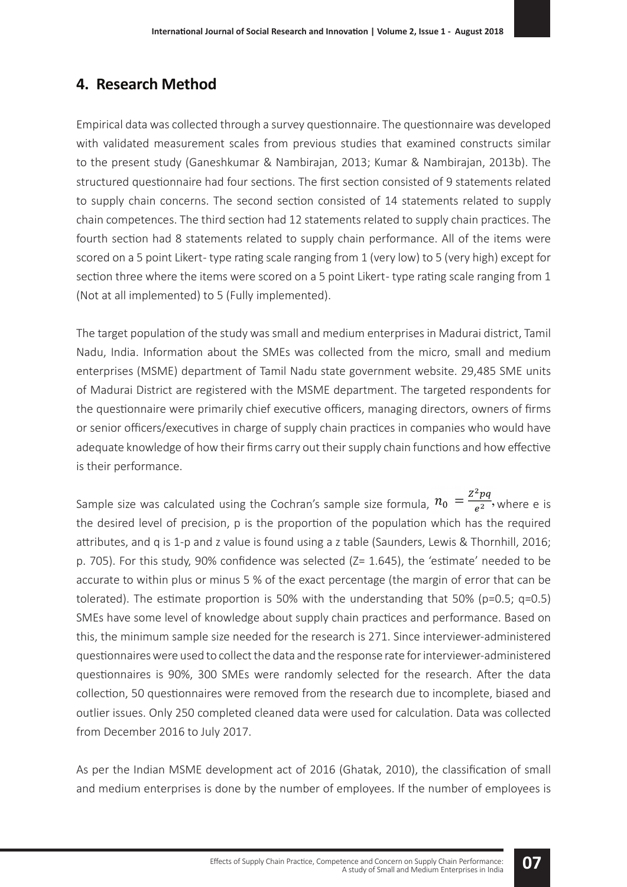## 4. Research Method

Empirical data was collected through a survey questionnaire. The questionnaire was developed with validated measurement scales from previous studies that examined constructs similar to the present study (Ganeshkumar & Nambirajan, 2013; Kumar & Nambirajan, 2013b). The structured questionnaire had four sections. The first section consisted of 9 statements related to supply chain concerns. The second section consisted of 14 statements related to supply chain competences. The third section had 12 statements related to supply chain practices. The fourth section had 8 statements related to supply chain performance. All of the items were scored on a 5 point Likert- type rating scale ranging from 1 (very low) to 5 (very high) except for section three where the items were scored on a 5 point Likert- type rating scale ranging from 1 (Not at all implemented) to 5 (Fully implemented).

The target population of the study was small and medium enterprises in Madurai district, Tamil Nadu, India. Information about the SMEs was collected from the micro, small and medium enterprises (MSME) department of Tamil Nadu state government website. 29,485 SME units of Madurai District are registered with the MSME department. The targeted respondents for the questionnaire were primarily chief executive officers, managing directors, owners of firms or senior officers/executives in charge of supply chain practices in companies who would have adequate knowledge of how their firms carry out their supply chain functions and how effective is their performance.

Sample size was calculated using the Cochran's sample size formula, $n_0 = \frac{Z^2pq}{e^2}$, where e is the desired level of precision, p is the proportion of the population which has the required attributes, and q is 1-p and z value is found using a z table (Saunders, Lewis & Thornhill, 2016; p. 705). For this study, 90% confidence was selected (Z= 1.645), the 'estimate' needed to be accurate to within plus or minus 5 % of the exact percentage (the margin of error that can be tolerated). The estimate proportion is 50% with the understanding that 50% (p=0.5; q=0.5) SMEs have some level of knowledge about supply chain practices and performance. Based on this, the minimum sample size needed for the research is 271. Since interviewer-administered questionnaires were used to collect the data and the response rate for interviewer-administered questionnaires is 90%, 300 SMEs were randomly selected for the research. After the data collection, 50 questionnaires were removed from the research due to incomplete, biased and outlier issues. Only 250 completed cleaned data were used for calculation. Data was collected from December 2016 to July 2017.

As per the Indian MSME development act of 2016 (Ghatak, 2010), the classification of small and medium enterprises is done by the number of employees. If the number of employees is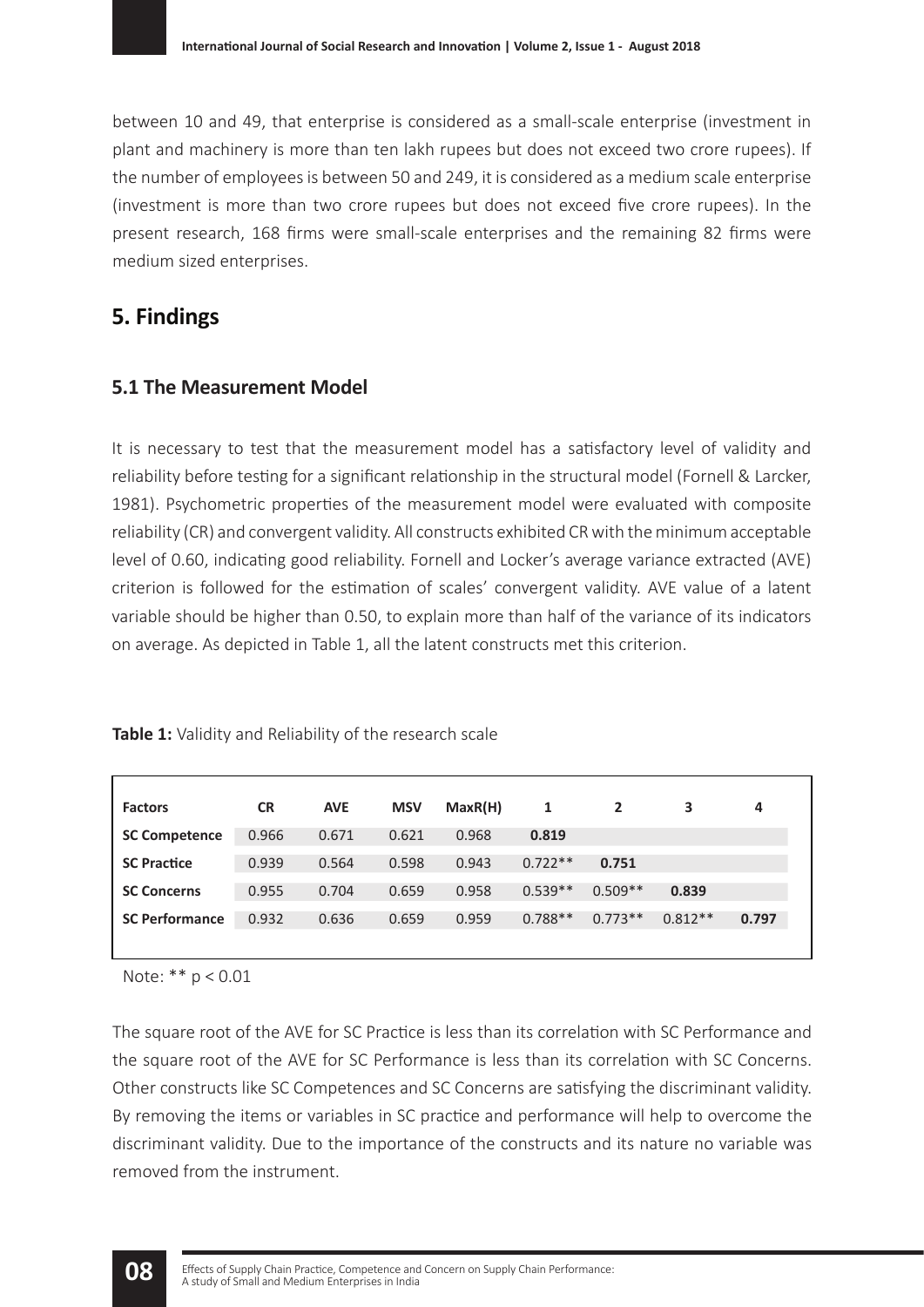between 10 and 49, that enterprise is considered as a small-scale enterprise (investment in plant and machinery is more than ten lakh rupees but does not exceed two crore rupees). If the number of employees is between 50 and 249, it is considered as a medium scale enterprise (investment is more than two crore rupees but does not exceed five crore rupees). In the present research, 168 firms were small-scale enterprises and the remaining 82 firms were medium sized enterprises.

## 5. Findings

### 5.1 The Measurement Model

It is necessary to test that the measurement model has a satisfactory level of validity and reliability before testing for a significant relationship in the structural model (Fornell & Larcker, 1981). Psychometric properties of the measurement model were evaluated with composite reliability (CR) and convergent validity. All constructs exhibited CR with the minimum acceptable level of 0.60, indicating good reliability. Fornell and Locker's average variance extracted (AVE) criterion is followed for the estimation of scales' convergent validity. AVE value of a latent variable should be higher than 0.50, to explain more than half of the variance of its indicators on average. As depicted in Table 1, all the latent constructs met this criterion.

**Table 1:** Validity and Reliability of the research scale

| Factors | CR | AVE | MSV | MaxR(H) | 1 | 2 | 3 | 4 |
|---|---|---|---|---|---|---|---|---|
| **SC Competence** | 0.966 | 0.671 | 0.621 | 0.968 | **0.819** | | | |
| **SC Practice** | 0.939 | 0.564 | 0.598 | 0.943 | 0.722** | **0.751** | | |
| **SC Concerns** | 0.955 | 0.704 | 0.659 | 0.958 | 0.539** | 0.509** | **0.839** | |
| **SC Performance** | 0.932 | 0.636 | 0.659 | 0.959 | 0.788** | 0.773** | 0.812** | **0.797** |

Note: ** $p < 0.01$

The square root of the AVE for SC Practice is less than its correlation with SC Performance and the square root of the AVE for SC Performance is less than its correlation with SC Concerns. Other constructs like SC Competences and SC Concerns are satisfying the discriminant validity. By removing the items or variables in SC practice and performance will help to overcome the discriminant validity. Due to the importance of the constructs and its nature no variable was removed from the instrument.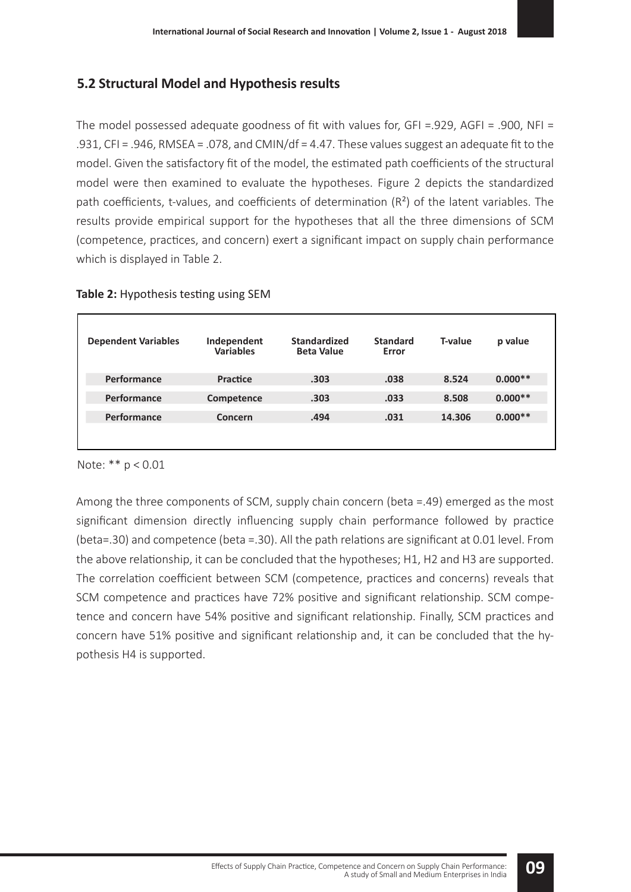## 5.2 Structural Model and Hypothesis results

The model possessed adequate goodness of fit with values for, GFI =.929, AGFI = .900, NFI = .931, CFI = .946, RMSEA = .078, and CMIN/df = 4.47. These values suggest an adequate fit to the model. Given the satisfactory fit of the model, the estimated path coefficients of the structural model were then examined to evaluate the hypotheses. Figure 2 depicts the standardized path coefficients, t-values, and coefficients of determination ($R^2$) of the latent variables. The results provide empirical support for the hypotheses that all the three dimensions of SCM (competence, practices, and concern) exert a significant impact on supply chain performance which is displayed in Table 2.

**Table 2:** Hypothesis testing using SEM

| Dependent Variables | Independent Variables | Standardized Beta Value | Standard Error | T-value | p value |
|---|---|---|---|---|---|
| Performance | Practice | .303 | .038 | 8.524 | 0.000** |
| Performance | Competence | .303 | .033 | 8.508 | 0.000** |
| Performance | Concern | .494 | .031 | 14.306 | 0.000** |

Note: ** $p < 0.01$

Among the three components of SCM, supply chain concern (beta =.49) emerged as the most significant dimension directly influencing supply chain performance followed by practice (beta=.30) and competence (beta =.30). All the path relations are significant at 0.01 level. From the above relationship, it can be concluded that the hypotheses; H1, H2 and H3 are supported. The correlation coefficient between SCM (competence, practices and concerns) reveals that SCM competence and practices have 72% positive and significant relationship. SCM competence and concern have 54% positive and significant relationship. Finally, SCM practices and concern have 51% positive and significant relationship and, it can be concluded that the hypothesis H4 is supported.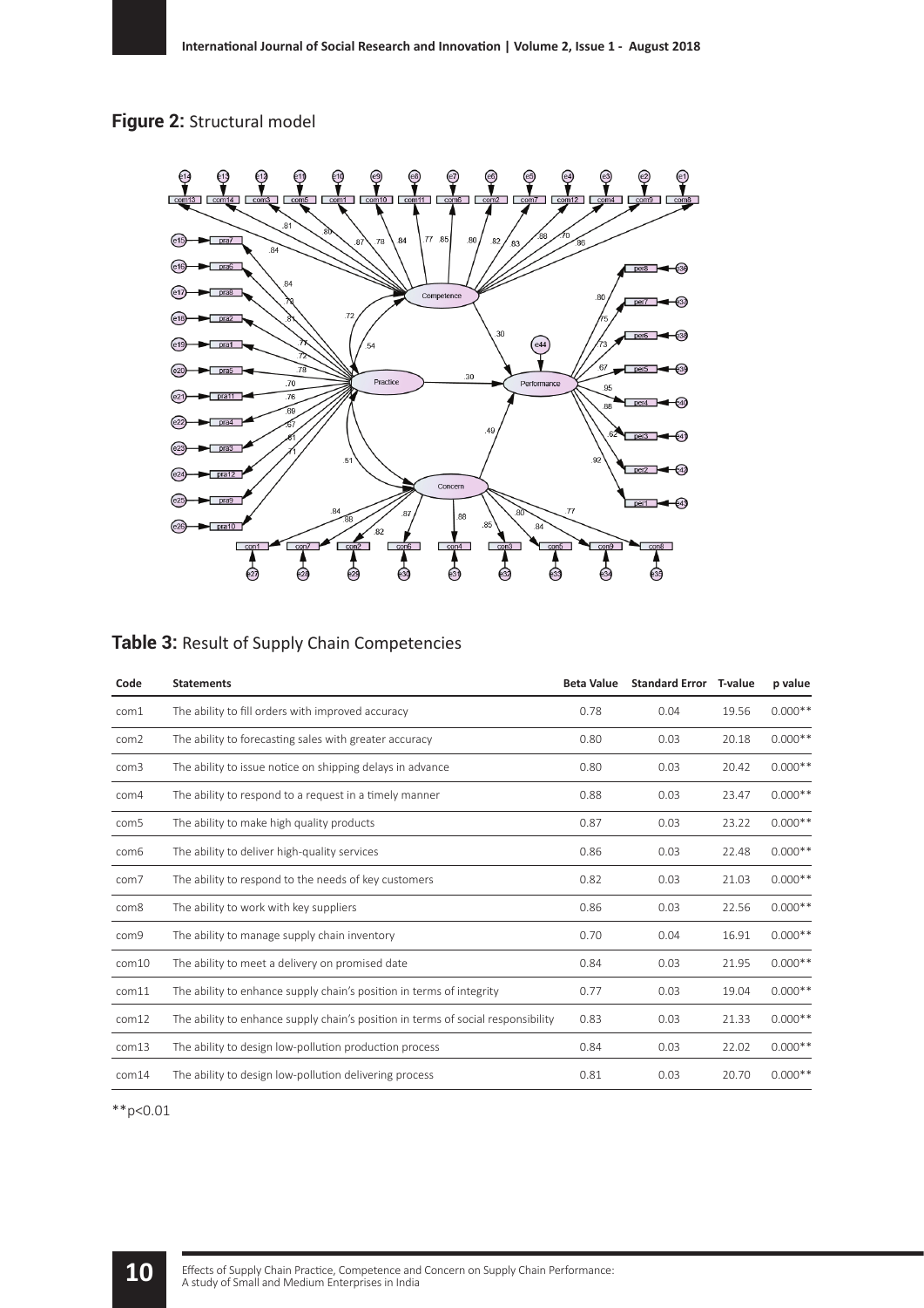**Figure 2:** Structural model

**Table 3:** Result of Supply Chain Competencies

| Code | Statements | Beta Value | Standard Error | T-value | p value |
|---|---|---|---|---|---|
| com1 | The ability to fill orders with improved accuracy | 0.78 | 0.04 | 19.56 | 0.000** |
| com2 | The ability to forecasting sales with greater accuracy | 0.80 | 0.03 | 20.18 | 0.000** |
| com3 | The ability to issue notice on shipping delays in advance | 0.80 | 0.03 | 20.42 | 0.000** |
| com4 | The ability to respond to a request in a timely manner | 0.88 | 0.03 | 23.47 | 0.000** |
| com5 | The ability to make high quality products | 0.87 | 0.03 | 23.22 | 0.000** |
| com6 | The ability to deliver high-quality services | 0.86 | 0.03 | 22.48 | 0.000** |
| com7 | The ability to respond to the needs of key customers | 0.82 | 0.03 | 21.03 | 0.000** |
| com8 | The ability to work with key suppliers | 0.86 | 0.03 | 22.56 | 0.000** |
| com9 | The ability to manage supply chain inventory | 0.70 | 0.04 | 16.91 | 0.000** |
| com10 | The ability to meet a delivery on promised date | 0.84 | 0.03 | 21.95 | 0.000** |
| com11 | The ability to enhance supply chain's position in terms of integrity | 0.77 | 0.03 | 19.04 | 0.000** |
| com12 | The ability to enhance supply chain's position in terms of social responsibility | 0.83 | 0.03 | 21.33 | 0.000** |
| com13 | The ability to design low-pollution production process | 0.84 | 0.03 | 22.02 | 0.000** |
| com14 | The ability to design low-pollution delivering process | 0.81 | 0.03 | 20.70 | 0.000** |

**p<0.01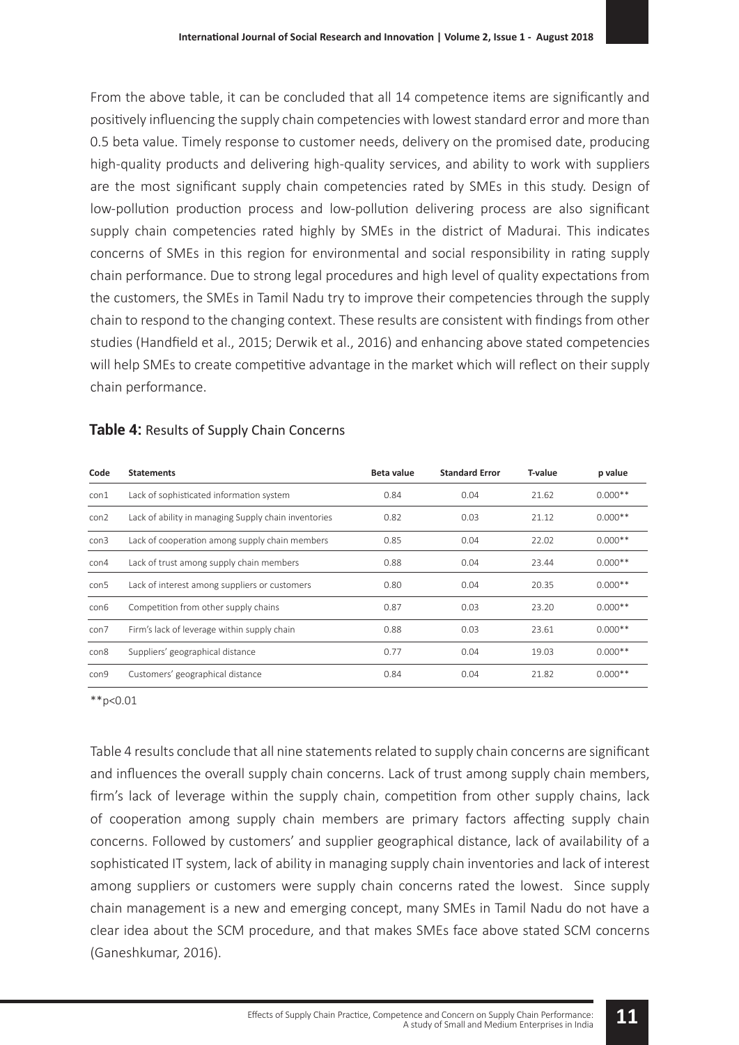From the above table, it can be concluded that all 14 competence items are significantly and positively influencing the supply chain competencies with lowest standard error and more than 0.5 beta value. Timely response to customer needs, delivery on the promised date, producing high-quality products and delivering high-quality services, and ability to work with suppliers are the most significant supply chain competencies rated by SMEs in this study. Design of low-pollution production process and low-pollution delivering process are also significant supply chain competencies rated highly by SMEs in the district of Madurai. This indicates concerns of SMEs in this region for environmental and social responsibility in rating supply chain performance. Due to strong legal procedures and high level of quality expectations from the customers, the SMEs in Tamil Nadu try to improve their competencies through the supply chain to respond to the changing context. These results are consistent with findings from other studies (Handfield et al., 2015; Derwik et al., 2016) and enhancing above stated competencies will help SMEs to create competitive advantage in the market which will reflect on their supply chain performance.

**Table 4:** Results of Supply Chain Concerns

| Code | Statements | Beta value | Standard Error | T-value | p value |
|---|---|---|---|---|---|
| con1 | Lack of sophisticated information system | 0.84 | 0.04 | 21.62 | 0.000** |
| con2 | Lack of ability in managing Supply chain inventories | 0.82 | 0.03 | 21.12 | 0.000** |
| con3 | Lack of cooperation among supply chain members | 0.85 | 0.04 | 22.02 | 0.000** |
| con4 | Lack of trust among supply chain members | 0.88 | 0.04 | 23.44 | 0.000** |
| con5 | Lack of interest among suppliers or customers | 0.80 | 0.04 | 20.35 | 0.000** |
| con6 | Competition from other supply chains | 0.87 | 0.03 | 23.20 | 0.000** |
| con7 | Firm's lack of leverage within supply chain | 0.88 | 0.03 | 23.61 | 0.000** |
| con8 | Suppliers' geographical distance | 0.77 | 0.04 | 19.03 | 0.000** |
| con9 | Customers' geographical distance | 0.84 | 0.04 | 21.82 | 0.000** |

**$p<0.01$

Table 4 results conclude that all nine statements related to supply chain concerns are significant and influences the overall supply chain concerns. Lack of trust among supply chain members, firm's lack of leverage within the supply chain, competition from other supply chains, lack of cooperation among supply chain members are primary factors affecting supply chain concerns. Followed by customers' and supplier geographical distance, lack of availability of a sophisticated IT system, lack of ability in managing supply chain inventories and lack of interest among suppliers or customers were supply chain concerns rated the lowest. Since supply chain management is a new and emerging concept, many SMEs in Tamil Nadu do not have a clear idea about the SCM procedure, and that makes SMEs face above stated SCM concerns (Ganeshkumar, 2016).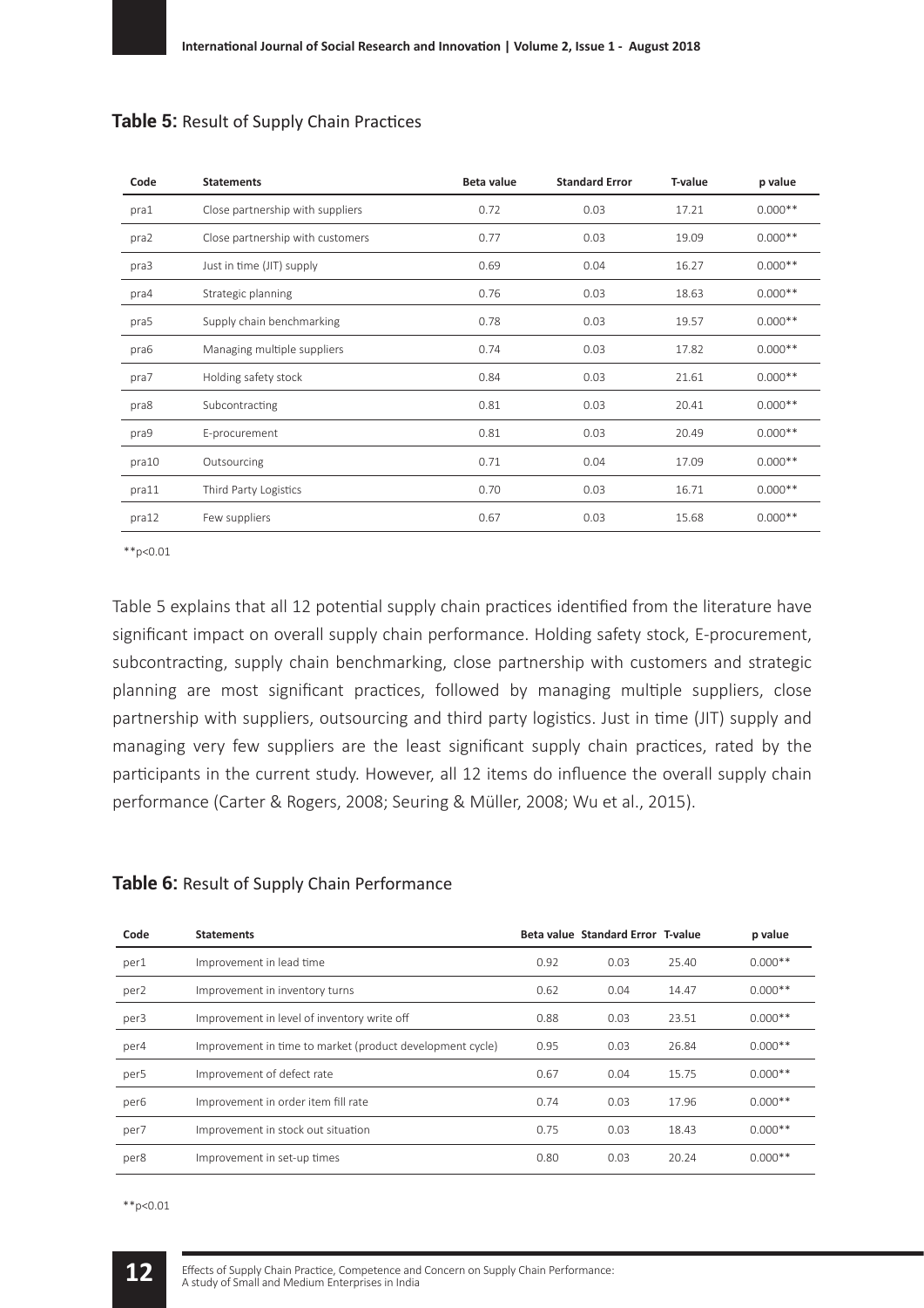**Table 5:** Result of Supply Chain Practices

| Code | Statements | Beta value | Standard Error | T-value | p value |
|---|---|---|---|---|---|
| pra1 | Close partnership with suppliers | 0.72 | 0.03 | 17.21 | 0.000** |
| pra2 | Close partnership with customers | 0.77 | 0.03 | 19.09 | 0.000** |
| pra3 | Just in time (JIT) supply | 0.69 | 0.04 | 16.27 | 0.000** |
| pra4 | Strategic planning | 0.76 | 0.03 | 18.63 | 0.000** |
| pra5 | Supply chain benchmarking | 0.78 | 0.03 | 19.57 | 0.000** |
| pra6 | Managing multiple suppliers | 0.74 | 0.03 | 17.82 | 0.000** |
| pra7 | Holding safety stock | 0.84 | 0.03 | 21.61 | 0.000** |
| pra8 | Subcontracting | 0.81 | 0.03 | 20.41 | 0.000** |
| pra9 | E-procurement | 0.81 | 0.03 | 20.49 | 0.000** |
| pra10 | Outsourcing | 0.71 | 0.04 | 17.09 | 0.000** |
| pra11 | Third Party Logistics | 0.70 | 0.03 | 16.71 | 0.000** |
| pra12 | Few suppliers | 0.67 | 0.03 | 15.68 | 0.000** |

**$p<0.01$

Table 5 explains that all 12 potential supply chain practices identified from the literature have significant impact on overall supply chain performance. Holding safety stock, E-procurement, subcontracting, supply chain benchmarking, close partnership with customers and strategic planning are most significant practices, followed by managing multiple suppliers, close partnership with suppliers, outsourcing and third party logistics. Just in time (JIT) supply and managing very few suppliers are the least significant supply chain practices, rated by the participants in the current study. However, all 12 items do influence the overall supply chain performance (Carter & Rogers, 2008; Seuring & Müller, 2008; Wu et al., 2015).

**Table 6:** Result of Supply Chain Performance

| Code | Statements | Beta value | Standard Error | T-value | p value |
|---|---|---|---|---|---|
| per1 | Improvement in lead time | 0.92 | 0.03 | 25.40 | 0.000** |
| per2 | Improvement in inventory turns | 0.62 | 0.04 | 14.47 | 0.000** |
| per3 | Improvement in level of inventory write off | 0.88 | 0.03 | 23.51 | 0.000** |
| per4 | Improvement in time to market (product development cycle) | 0.95 | 0.03 | 26.84 | 0.000** |
| per5 | Improvement of defect rate | 0.67 | 0.04 | 15.75 | 0.000** |
| per6 | Improvement in order item fill rate | 0.74 | 0.03 | 17.96 | 0.000** |
| per7 | Improvement in stock out situation | 0.75 | 0.03 | 18.43 | 0.000** |
| per8 | Improvement in set-up times | 0.80 | 0.03 | 20.24 | 0.000** |

**$p<0.01$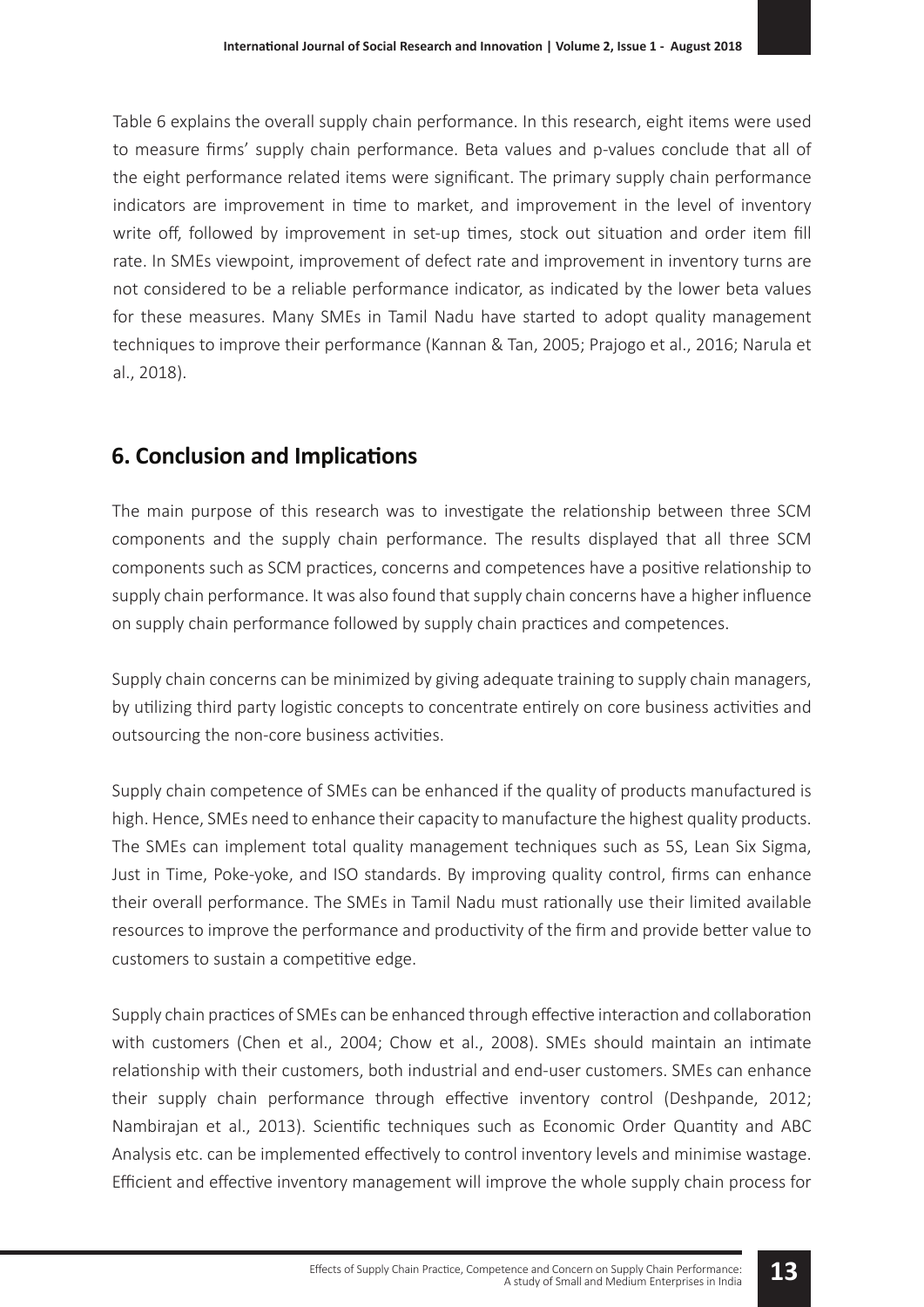Table 6 explains the overall supply chain performance. In this research, eight items were used to measure firms' supply chain performance. Beta values and p-values conclude that all of the eight performance related items were significant. The primary supply chain performance indicators are improvement in time to market, and improvement in the level of inventory write off, followed by improvement in set-up times, stock out situation and order item fill rate. In SMEs viewpoint, improvement of defect rate and improvement in inventory turns are not considered to be a reliable performance indicator, as indicated by the lower beta values for these measures. Many SMEs in Tamil Nadu have started to adopt quality management techniques to improve their performance (Kannan & Tan, 2005; Prajogo et al., 2016; Narula et al., 2018).

## 6. Conclusion and Implications

The main purpose of this research was to investigate the relationship between three SCM components and the supply chain performance. The results displayed that all three SCM components such as SCM practices, concerns and competences have a positive relationship to supply chain performance. It was also found that supply chain concerns have a higher influence on supply chain performance followed by supply chain practices and competences.

Supply chain concerns can be minimized by giving adequate training to supply chain managers, by utilizing third party logistic concepts to concentrate entirely on core business activities and outsourcing the non-core business activities.

Supply chain competence of SMEs can be enhanced if the quality of products manufactured is high. Hence, SMEs need to enhance their capacity to manufacture the highest quality products. The SMEs can implement total quality management techniques such as 5S, Lean Six Sigma, Just in Time, Poke-yoke, and ISO standards. By improving quality control, firms can enhance their overall performance. The SMEs in Tamil Nadu must rationally use their limited available resources to improve the performance and productivity of the firm and provide better value to customers to sustain a competitive edge.

Supply chain practices of SMEs can be enhanced through effective interaction and collaboration with customers (Chen et al., 2004; Chow et al., 2008). SMEs should maintain an intimate relationship with their customers, both industrial and end-user customers. SMEs can enhance their supply chain performance through effective inventory control (Deshpande, 2012; Nambirajan et al., 2013). Scientific techniques such as Economic Order Quantity and ABC Analysis etc. can be implemented effectively to control inventory levels and minimise wastage. Efficient and effective inventory management will improve the whole supply chain process for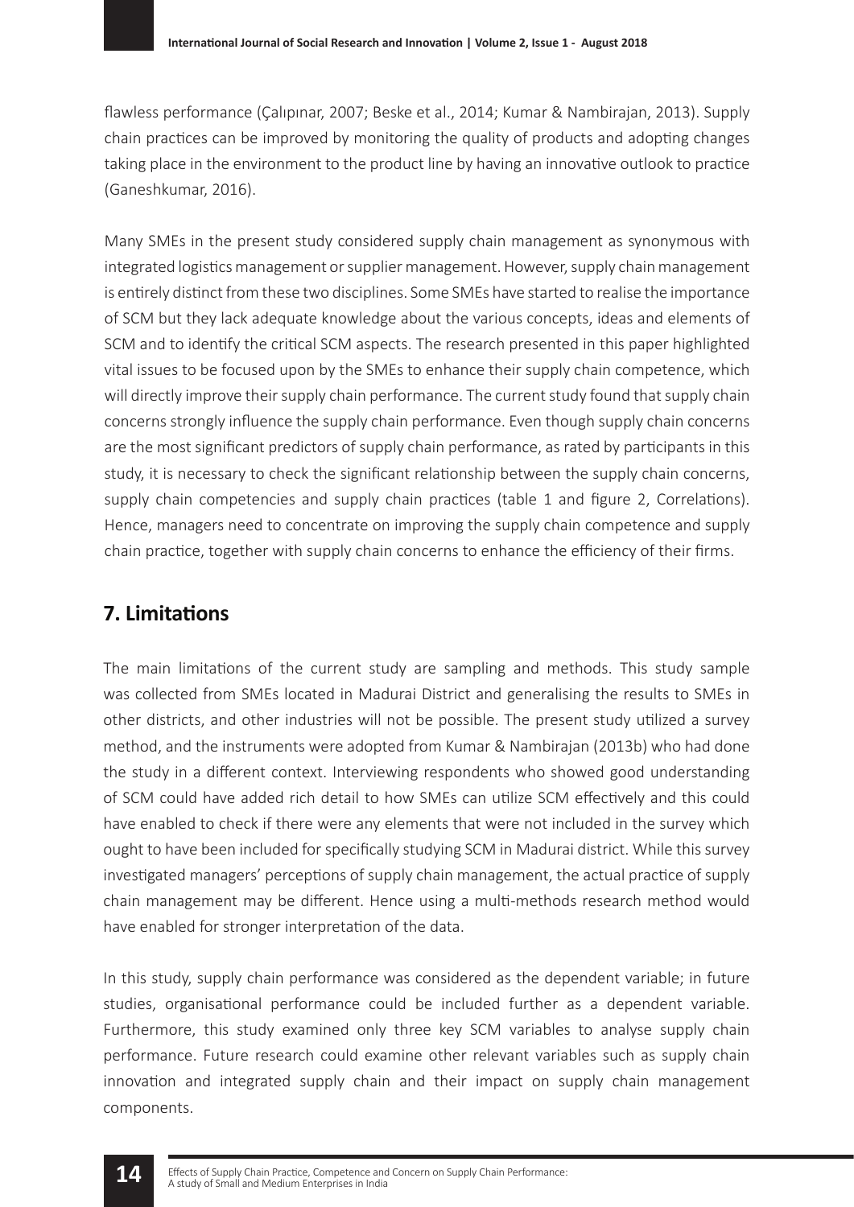flawless performance (Çalıpınar, 2007; Beske et al., 2014; Kumar & Nambirajan, 2013). Supply chain practices can be improved by monitoring the quality of products and adopting changes taking place in the environment to the product line by having an innovative outlook to practice (Ganeshkumar, 2016).

Many SMEs in the present study considered supply chain management as synonymous with integrated logistics management or supplier management. However, supply chain management is entirely distinct from these two disciplines. Some SMEs have started to realise the importance of SCM but they lack adequate knowledge about the various concepts, ideas and elements of SCM and to identify the critical SCM aspects. The research presented in this paper highlighted vital issues to be focused upon by the SMEs to enhance their supply chain competence, which will directly improve their supply chain performance. The current study found that supply chain concerns strongly influence the supply chain performance. Even though supply chain concerns are the most significant predictors of supply chain performance, as rated by participants in this study, it is necessary to check the significant relationship between the supply chain concerns, supply chain competencies and supply chain practices (table 1 and figure 2, Correlations). Hence, managers need to concentrate on improving the supply chain competence and supply chain practice, together with supply chain concerns to enhance the efficiency of their firms.

## 7. Limitations

The main limitations of the current study are sampling and methods. This study sample was collected from SMEs located in Madurai District and generalising the results to SMEs in other districts, and other industries will not be possible. The present study utilized a survey method, and the instruments were adopted from Kumar & Nambirajan (2013b) who had done the study in a different context. Interviewing respondents who showed good understanding of SCM could have added rich detail to how SMEs can utilize SCM effectively and this could have enabled to check if there were any elements that were not included in the survey which ought to have been included for specifically studying SCM in Madurai district. While this survey investigated managers' perceptions of supply chain management, the actual practice of supply chain management may be different. Hence using a multi-methods research method would have enabled for stronger interpretation of the data.

In this study, supply chain performance was considered as the dependent variable; in future studies, organisational performance could be included further as a dependent variable. Furthermore, this study examined only three key SCM variables to analyse supply chain performance. Future research could examine other relevant variables such as supply chain innovation and integrated supply chain and their impact on supply chain management components.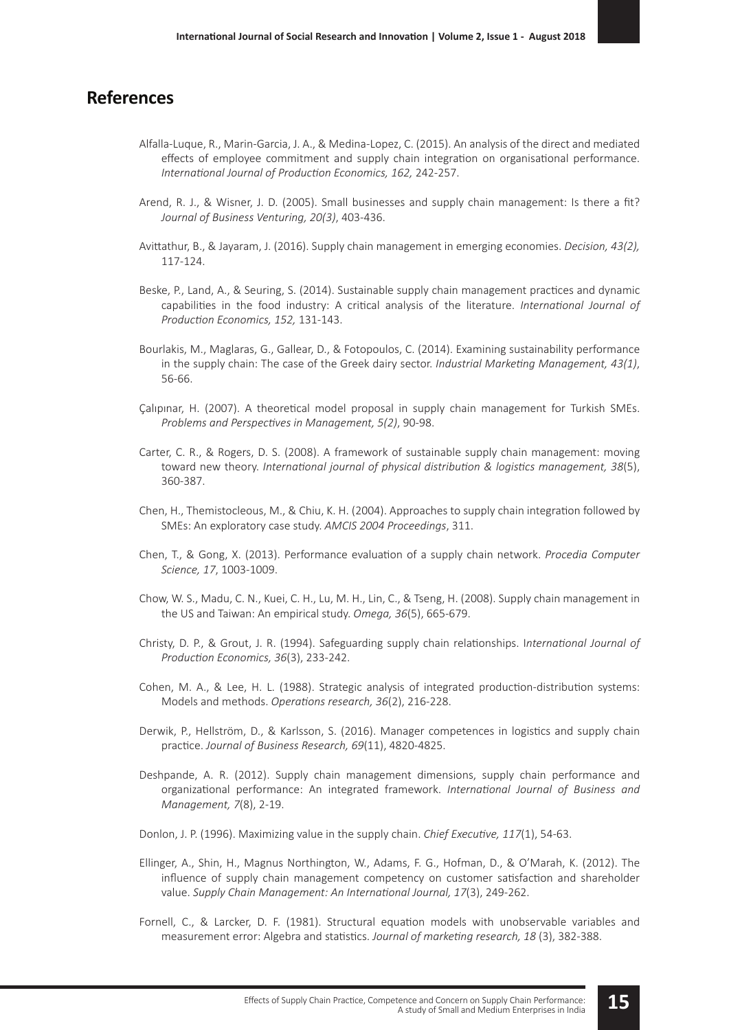## References

Alfalla-Luque, R., Marin-Garcia, J. A., & Medina-Lopez, C. (2015). An analysis of the direct and mediated effects of employee commitment and supply chain integration on organisational performance. *International Journal of Production Economics, 162,* 242-257.

Arend, R. J., & Wisner, J. D. (2005). Small businesses and supply chain management: Is there a fit? *Journal of Business Venturing, 20(3)*, 403-436.

Avittathur, B., & Jayaram, J. (2016). Supply chain management in emerging economies. *Decision, 43(2),* 117-124.

Beske, P., Land, A., & Seuring, S. (2014). Sustainable supply chain management practices and dynamic capabilities in the food industry: A critical analysis of the literature. *International Journal of Production Economics, 152,* 131-143.

Bourlakis, M., Maglaras, G., Gallear, D., & Fotopoulos, C. (2014). Examining sustainability performance in the supply chain: The case of the Greek dairy sector. *Industrial Marketing Management, 43(1)*, 56-66.

Çalıpınar, H. (2007). A theoretical model proposal in supply chain management for Turkish SMEs. *Problems and Perspectives in Management, 5(2)*, 90-98.

Carter, C. R., & Rogers, D. S. (2008). A framework of sustainable supply chain management: moving toward new theory. *International journal of physical distribution & logistics management, 38*(5), 360-387.

Chen, H., Themistocleous, M., & Chiu, K. H. (2004). Approaches to supply chain integration followed by SMEs: An exploratory case study. *AMCIS 2004 Proceedings*, 311.

Chen, T., & Gong, X. (2013). Performance evaluation of a supply chain network. *Procedia Computer Science, 17*, 1003-1009.

Chow, W. S., Madu, C. N., Kuei, C. H., Lu, M. H., Lin, C., & Tseng, H. (2008). Supply chain management in the US and Taiwan: An empirical study. *Omega, 36*(5), 665-679.

Christy, D. P., & Grout, J. R. (1994). Safeguarding supply chain relationships. I*nternational Journal of Production Economics, 36*(3), 233-242.

Cohen, M. A., & Lee, H. L. (1988). Strategic analysis of integrated production-distribution systems: Models and methods. *Operations research, 36*(2), 216-228.

Derwik, P., Hellström, D., & Karlsson, S. (2016). Manager competences in logistics and supply chain practice. *Journal of Business Research, 69*(11), 4820-4825.

Deshpande, A. R. (2012). Supply chain management dimensions, supply chain performance and organizational performance: An integrated framework. *International Journal of Business and Management, 7*(8), 2-19.

Donlon, J. P. (1996). Maximizing value in the supply chain. *Chief Executive, 117*(1), 54-63.

Ellinger, A., Shin, H., Magnus Northington, W., Adams, F. G., Hofman, D., & O'Marah, K. (2012). The influence of supply chain management competency on customer satisfaction and shareholder value. *Supply Chain Management: An International Journal, 17*(3), 249-262.

Fornell, C., & Larcker, D. F. (1981). Structural equation models with unobservable variables and measurement error: Algebra and statistics. *Journal of marketing research, 18* (3), 382-388.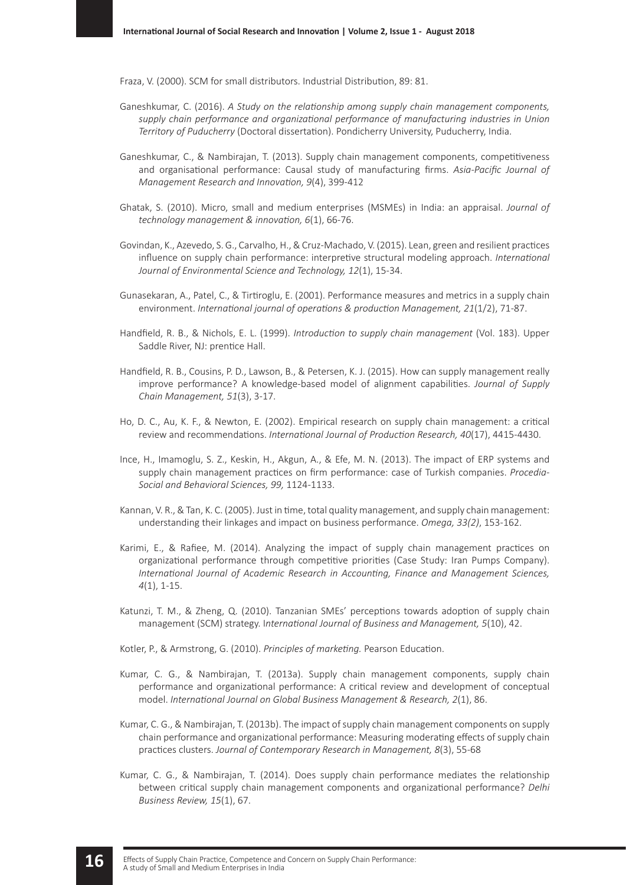Fraza, V. (2000). SCM for small distributors. Industrial Distribution, 89: 81.

Ganeshkumar, C. (2016). *A Study on the relationship among supply chain management components, supply chain performance and organizational performance of manufacturing industries in Union Territory of Puducherry* (Doctoral dissertation). Pondicherry University, Puducherry, India.

Ganeshkumar, C., & Nambirajan, T. (2013). Supply chain management components, competitiveness and organisational performance: Causal study of manufacturing firms. *Asia-Pacific Journal of Management Research and Innovation, 9*(4), 399-412

Ghatak, S. (2010). Micro, small and medium enterprises (MSMEs) in India: an appraisal. *Journal of technology management & innovation, 6*(1), 66-76.

Govindan, K., Azevedo, S. G., Carvalho, H., & Cruz-Machado, V. (2015). Lean, green and resilient practices influence on supply chain performance: interpretive structural modeling approach. *International Journal of Environmental Science and Technology, 12*(1), 15-34.

Gunasekaran, A., Patel, C., & Tirtiroglu, E. (2001). Performance measures and metrics in a supply chain environment. *International journal of operations & production Management, 21*(1/2), 71-87.

Handfield, R. B., & Nichols, E. L. (1999). *Introduction to supply chain management* (Vol. 183). Upper Saddle River, NJ: prentice Hall.

Handfield, R. B., Cousins, P. D., Lawson, B., & Petersen, K. J. (2015). How can supply management really improve performance? A knowledge-based model of alignment capabilities. *Journal of Supply Chain Management, 51*(3), 3-17.

Ho, D. C., Au, K. F., & Newton, E. (2002). Empirical research on supply chain management: a critical review and recommendations. *International Journal of Production Research, 40*(17), 4415-4430.

Ince, H., Imamoglu, S. Z., Keskin, H., Akgun, A., & Efe, M. N. (2013). The impact of ERP systems and supply chain management practices on firm performance: case of Turkish companies. *Procedia-Social and Behavioral Sciences, 99,* 1124-1133.

Kannan, V. R., & Tan, K. C. (2005). Just in time, total quality management, and supply chain management: understanding their linkages and impact on business performance. *Omega, 33(2)*, 153-162.

Karimi, E., & Rafiee, M. (2014). Analyzing the impact of supply chain management practices on organizational performance through competitive priorities (Case Study: Iran Pumps Company). *International Journal of Academic Research in Accounting, Finance and Management Sciences, 4*(1), 1-15.

Katunzi, T. M., & Zheng, Q. (2010). Tanzanian SMEs' perceptions towards adoption of supply chain management (SCM) strategy. I*nternational Journal of Business and Management, 5*(10), 42.

Kotler, P., & Armstrong, G. (2010). *Principles of marketing.* Pearson Education.

Kumar, C. G., & Nambirajan, T. (2013a). Supply chain management components, supply chain performance and organizational performance: A critical review and development of conceptual model. *International Journal on Global Business Management & Research, 2*(1), 86.

Kumar, C. G., & Nambirajan, T. (2013b). The impact of supply chain management components on supply chain performance and organizational performance: Measuring moderating effects of supply chain practices clusters. *Journal of Contemporary Research in Management, 8*(3), 55-68

Kumar, C. G., & Nambirajan, T. (2014). Does supply chain performance mediates the relationship between critical supply chain management components and organizational performance? *Delhi Business Review, 15*(1), 67.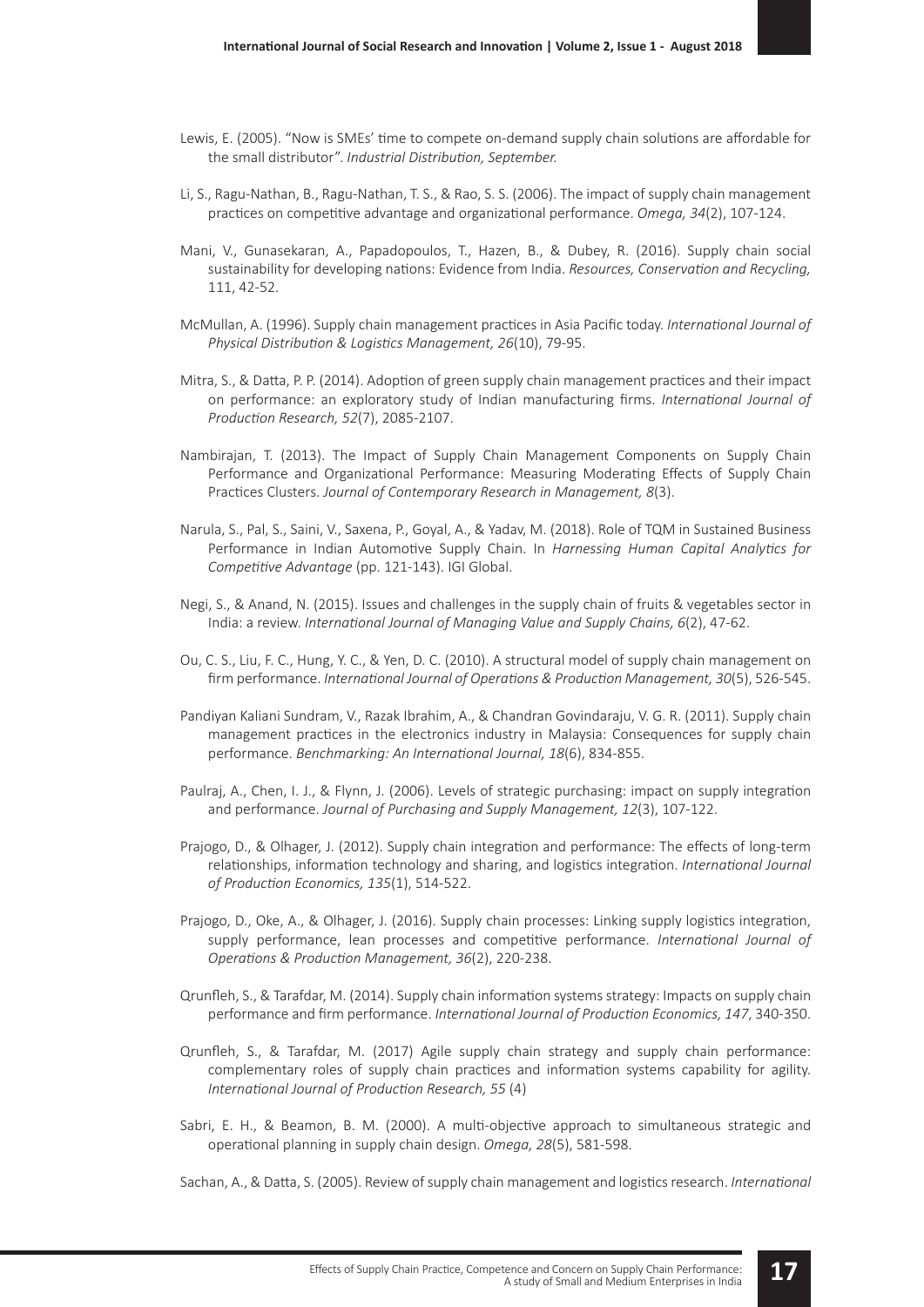Lewis, E. (2005). “Now is SMEs’ time to compete on-demand supply chain solutions are affordable for the small distributor”. *Industrial Distribution, September.*

Li, S., Ragu-Nathan, B., Ragu-Nathan, T. S., & Rao, S. S. (2006). The impact of supply chain management practices on competitive advantage and organizational performance. *Omega, 34*(2), 107-124.

Mani, V., Gunasekaran, A., Papadopoulos, T., Hazen, B., & Dubey, R. (2016). Supply chain social sustainability for developing nations: Evidence from India. *Resources, Conservation and Recycling,* 111, 42-52.

McMullan, A. (1996). Supply chain management practices in Asia Pacific today. *International Journal of Physical Distribution & Logistics Management, 26*(10), 79-95.

Mitra, S., & Datta, P. P. (2014). Adoption of green supply chain management practices and their impact on performance: an exploratory study of Indian manufacturing firms. *International Journal of Production Research, 52*(7), 2085-2107.

Nambirajan, T. (2013). The Impact of Supply Chain Management Components on Supply Chain Performance and Organizational Performance: Measuring Moderating Effects of Supply Chain Practices Clusters. *Journal of Contemporary Research in Management, 8*(3).

Narula, S., Pal, S., Saini, V., Saxena, P., Goyal, A., & Yadav, M. (2018). Role of TQM in Sustained Business Performance in Indian Automotive Supply Chain. In *Harnessing Human Capital Analytics for Competitive Advantage* (pp. 121-143). IGI Global.

Negi, S., & Anand, N. (2015). Issues and challenges in the supply chain of fruits & vegetables sector in India: a review. *International Journal of Managing Value and Supply Chains, 6*(2), 47-62.

Ou, C. S., Liu, F. C., Hung, Y. C., & Yen, D. C. (2010). A structural model of supply chain management on firm performance. *International Journal of Operations & Production Management, 30*(5), 526-545.

Pandiyan Kaliani Sundram, V., Razak Ibrahim, A., & Chandran Govindaraju, V. G. R. (2011). Supply chain management practices in the electronics industry in Malaysia: Consequences for supply chain performance. *Benchmarking: An International Journal, 18*(6), 834-855.

Paulraj, A., Chen, I. J., & Flynn, J. (2006). Levels of strategic purchasing: impact on supply integration and performance. *Journal of Purchasing and Supply Management, 12*(3), 107-122.

Prajogo, D., & Olhager, J. (2012). Supply chain integration and performance: The effects of long-term relationships, information technology and sharing, and logistics integration. *International Journal of Production Economics, 135*(1), 514-522.

Prajogo, D., Oke, A., & Olhager, J. (2016). Supply chain processes: Linking supply logistics integration, supply performance, lean processes and competitive performance. *International Journal of Operations & Production Management, 36*(2), 220-238.

Qrunfleh, S., & Tarafdar, M. (2014). Supply chain information systems strategy: Impacts on supply chain performance and firm performance. *International Journal of Production Economics, 147*, 340-350.

Qrunfleh, S., & Tarafdar, M. (2017) Agile supply chain strategy and supply chain performance: complementary roles of supply chain practices and information systems capability for agility. *International Journal of Production Research, 55* (4)

Sabri, E. H., & Beamon, B. M. (2000). A multi-objective approach to simultaneous strategic and operational planning in supply chain design. *Omega, 28*(5), 581-598.

Sachan, A., & Datta, S. (2005). Review of supply chain management and logistics research. *International*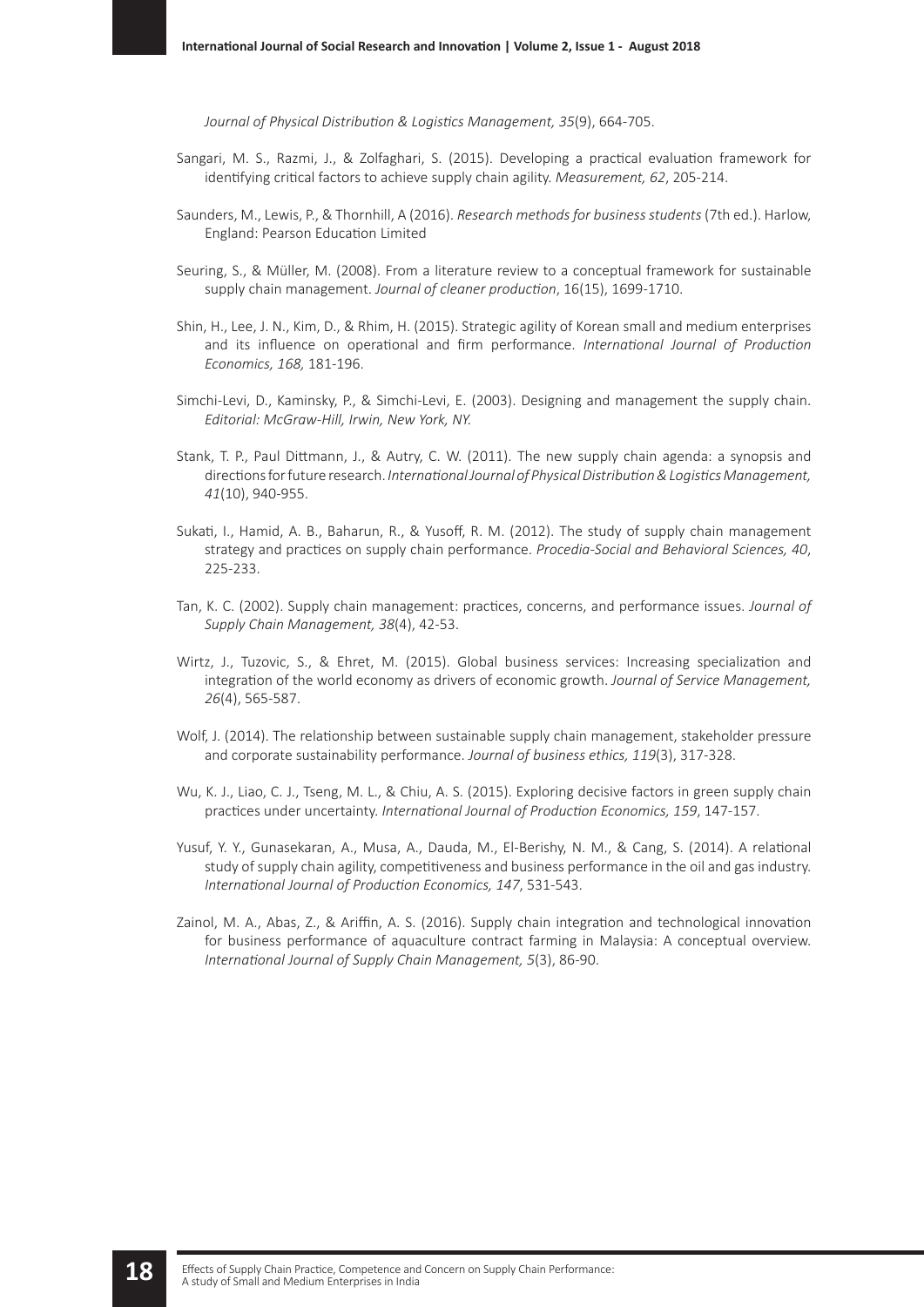*Journal of Physical Distribution & Logistics Management, 35*(9), 664-705.

Sangari, M. S., Razmi, J., & Zolfaghari, S. (2015). Developing a practical evaluation framework for identifying critical factors to achieve supply chain agility. *Measurement, 62*, 205-214.

Saunders, M., Lewis, P., & Thornhill, A (2016). *Research methods for business students* (7th ed.). Harlow, England: Pearson Education Limited

Seuring, S., & Müller, M. (2008). From a literature review to a conceptual framework for sustainable supply chain management. *Journal of cleaner production*, 16(15), 1699-1710.

Shin, H., Lee, J. N., Kim, D., & Rhim, H. (2015). Strategic agility of Korean small and medium enterprises and its influence on operational and firm performance. *International Journal of Production Economics, 168,* 181-196.

Simchi-Levi, D., Kaminsky, P., & Simchi-Levi, E. (2003). Designing and management the supply chain. *Editorial: McGraw-Hill, Irwin, New York, NY.*

Stank, T. P., Paul Dittmann, J., & Autry, C. W. (2011). The new supply chain agenda: a synopsis and directions for future research. *International Journal of Physical Distribution & Logistics Management, 41*(10), 940-955.

Sukati, I., Hamid, A. B., Baharun, R., & Yusoff, R. M. (2012). The study of supply chain management strategy and practices on supply chain performance. *Procedia-Social and Behavioral Sciences, 40*, 225-233.

Tan, K. C. (2002). Supply chain management: practices, concerns, and performance issues. *Journal of Supply Chain Management, 38*(4), 42-53.

Wirtz, J., Tuzovic, S., & Ehret, M. (2015). Global business services: Increasing specialization and integration of the world economy as drivers of economic growth. *Journal of Service Management, 26*(4), 565-587.

Wolf, J. (2014). The relationship between sustainable supply chain management, stakeholder pressure and corporate sustainability performance. *Journal of business ethics, 119*(3), 317-328.

Wu, K. J., Liao, C. J., Tseng, M. L., & Chiu, A. S. (2015). Exploring decisive factors in green supply chain practices under uncertainty. *International Journal of Production Economics, 159*, 147-157.

Yusuf, Y. Y., Gunasekaran, A., Musa, A., Dauda, M., El-Berishy, N. M., & Cang, S. (2014). A relational study of supply chain agility, competitiveness and business performance in the oil and gas industry. *International Journal of Production Economics, 147*, 531-543.

Zainol, M. A., Abas, Z., & Ariffin, A. S. (2016). Supply chain integration and technological innovation for business performance of aquaculture contract farming in Malaysia: A conceptual overview. *International Journal of Supply Chain Management, 5*(3), 86-90.